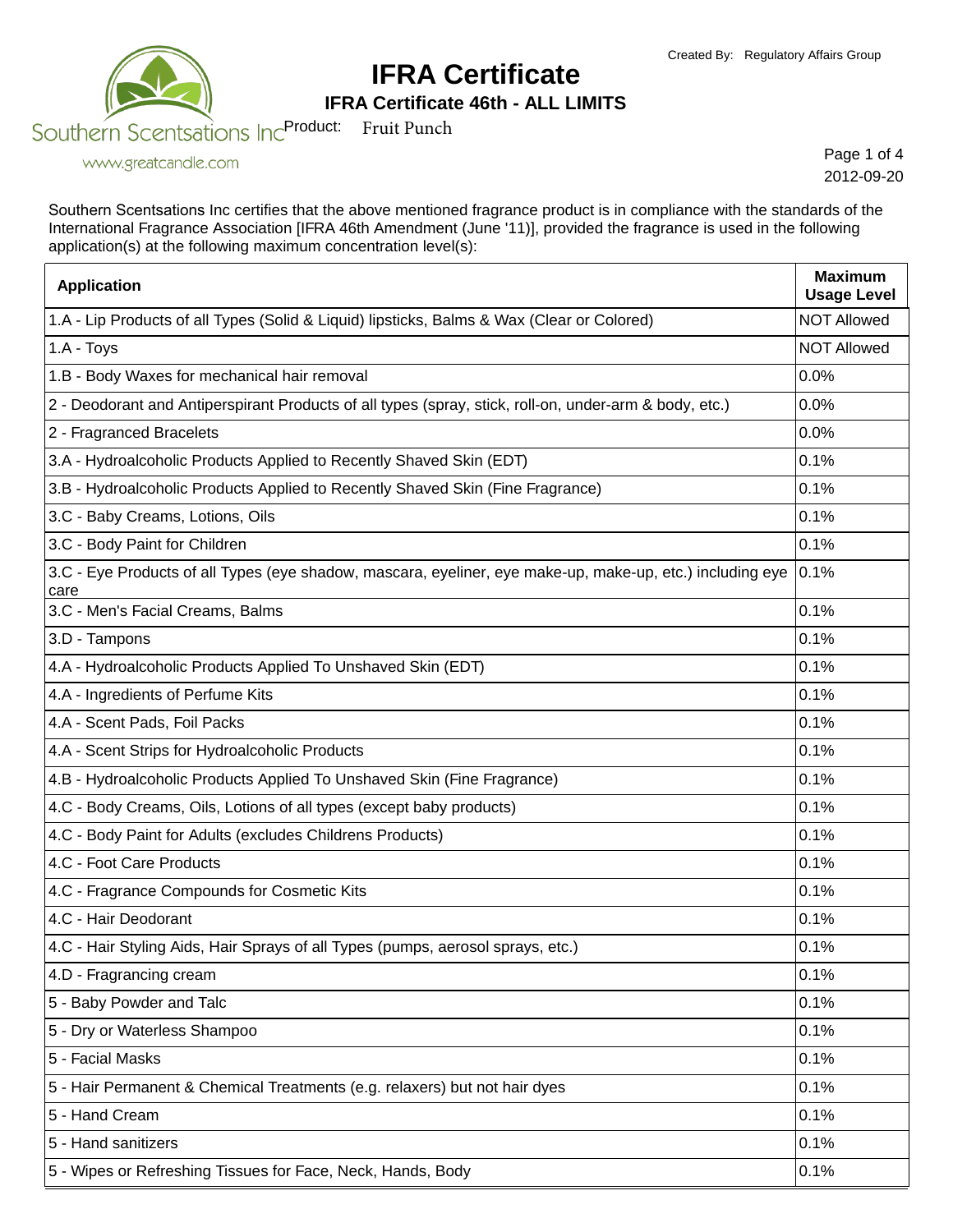Created By: Regulatory Affairs Group

Southern Scentsations Inc

www.greatcandle.com

# IFRA Certificate

## IFRA Certificate 46th - ALL LIMITS

Product: Fruit Punch

2012-09-20

Southern Scentsations Inc certifies that the above mentioned fragrance product is in compliance with the standards of the International Fragrance Association [IFRA 46th Amendment (June '11)], provided the fragrance is used in the following application(s) at the following maximum concentration level(s):

| Application | Maximum Usage Level |
|---|---|
| 1.A - Lip Products of all Types (Solid & Liquid) lipsticks, Balms & Wax (Clear or Colored) | NOT Allowed |
| 1.A - Toys | NOT Allowed |
| 1.B - Body Waxes for mechanical hair removal | 0.0% |
| 2 - Deodorant and Antiperspirant Products of all types (spray, stick, roll-on, under-arm & body, etc.) | 0.0% |
| 2 - Fragranced Bracelets | 0.0% |
| 3.A - Hydroalcoholic Products Applied to Recently Shaved Skin (EDT) | 0.1% |
| 3.B - Hydroalcoholic Products Applied to Recently Shaved Skin (Fine Fragrance) | 0.1% |
| 3.C - Baby Creams, Lotions, Oils | 0.1% |
| 3.C - Body Paint for Children | 0.1% |
| 3.C - Eye Products of all Types (eye shadow, mascara, eyeliner, eye make-up, make-up, etc.) including eye care | 0.1% |
| 3.C - Men's Facial Creams, Balms | 0.1% |
| 3.D - Tampons | 0.1% |
| 4.A - Hydroalcoholic Products Applied To Unshaved Skin (EDT) | 0.1% |
| 4.A - Ingredients of Perfume Kits | 0.1% |
| 4.A - Scent Pads, Foil Packs | 0.1% |
| 4.A - Scent Strips for Hydroalcoholic Products | 0.1% |
| 4.B - Hydroalcoholic Products Applied To Unshaved Skin (Fine Fragrance) | 0.1% |
| 4.C - Body Creams, Oils, Lotions of all types (except baby products) | 0.1% |
| 4.C - Body Paint for Adults (excludes Childrens Products) | 0.1% |
| 4.C - Foot Care Products | 0.1% |
| 4.C - Fragrance Compounds for Cosmetic Kits | 0.1% |
| 4.C - Hair Deodorant | 0.1% |
| 4.C - Hair Styling Aids, Hair Sprays of all Types (pumps, aerosol sprays, etc.) | 0.1% |
| 4.D - Fragrancing cream | 0.1% |
| 5 - Baby Powder and Talc | 0.1% |
| 5 - Dry or Waterless Shampoo | 0.1% |
| 5 - Facial Masks | 0.1% |
| 5 - Hair Permanent & Chemical Treatments (e.g. relaxers) but not hair dyes | 0.1% |
| 5 - Hand Cream | 0.1% |
| 5 - Hand sanitizers | 0.1% |
| 5 - Wipes or Refreshing Tissues for Face, Neck, Hands, Body | 0.1% |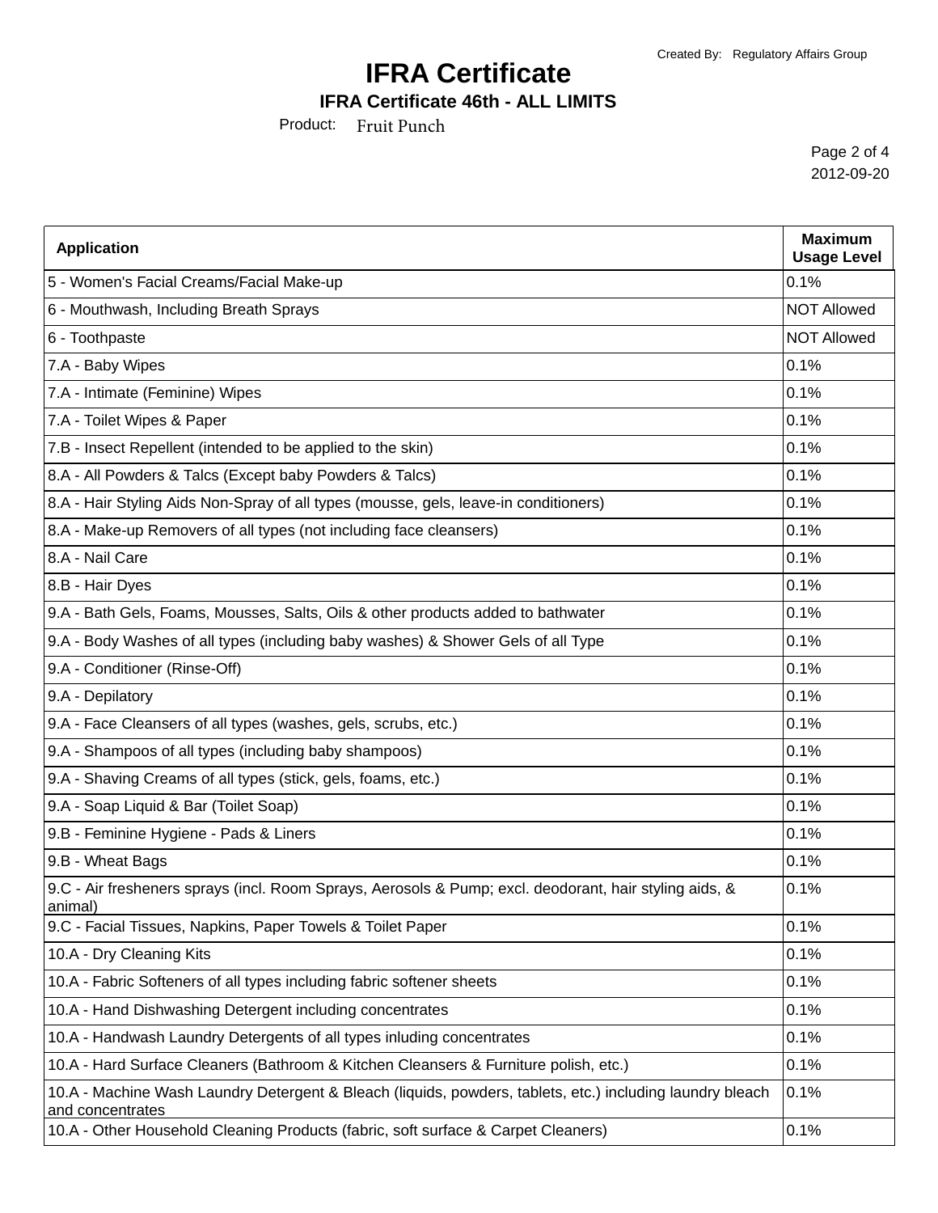# IFRA Certificate

## IFRA Certificate 46th - ALL LIMITS

Created By: Regulatory Affairs Group

Product: Fruit Punch

2012-09-20

| Application | Maximum Usage Level |
|---|---|
| 5 - Women's Facial Creams/Facial Make-up | 0.1% |
| 6 - Mouthwash, Including Breath Sprays | NOT Allowed |
| 6 - Toothpaste | NOT Allowed |
| 7.A - Baby Wipes | 0.1% |
| 7.A - Intimate (Feminine) Wipes | 0.1% |
| 7.A - Toilet Wipes & Paper | 0.1% |
| 7.B - Insect Repellent (intended to be applied to the skin) | 0.1% |
| 8.A - All Powders & Talcs (Except baby Powders & Talcs) | 0.1% |
| 8.A - Hair Styling Aids Non-Spray of all types (mousse, gels, leave-in conditioners) | 0.1% |
| 8.A - Make-up Removers of all types (not including face cleansers) | 0.1% |
| 8.A - Nail Care | 0.1% |
| 8.B - Hair Dyes | 0.1% |
| 9.A - Bath Gels, Foams, Mousses, Salts, Oils & other products added to bathwater | 0.1% |
| 9.A - Body Washes of all types (including baby washes) & Shower Gels of all Type | 0.1% |
| 9.A - Conditioner (Rinse-Off) | 0.1% |
| 9.A - Depilatory | 0.1% |
| 9.A - Face Cleansers of all types (washes, gels, scrubs, etc.) | 0.1% |
| 9.A - Shampoos of all types (including baby shampoos) | 0.1% |
| 9.A - Shaving Creams of all types (stick, gels, foams, etc.) | 0.1% |
| 9.A - Soap Liquid & Bar (Toilet Soap) | 0.1% |
| 9.B - Feminine Hygiene - Pads & Liners | 0.1% |
| 9.B - Wheat Bags | 0.1% |
| 9.C - Air fresheners sprays (incl. Room Sprays, Aerosols & Pump; excl. deodorant, hair styling aids, & animal) | 0.1% |
| 9.C - Facial Tissues, Napkins, Paper Towels & Toilet Paper | 0.1% |
| 10.A - Dry Cleaning Kits | 0.1% |
| 10.A - Fabric Softeners of all types including fabric softener sheets | 0.1% |
| 10.A - Hand Dishwashing Detergent including concentrates | 0.1% |
| 10.A - Handwash Laundry Detergents of all types inluding concentrates | 0.1% |
| 10.A - Hard Surface Cleaners (Bathroom & Kitchen Cleansers & Furniture polish, etc.) | 0.1% |
| 10.A - Machine Wash Laundry Detergent & Bleach (liquids, powders, tablets, etc.) including laundry bleach and concentrates | 0.1% |
| 10.A - Other Household Cleaning Products (fabric, soft surface & Carpet Cleaners) | 0.1% |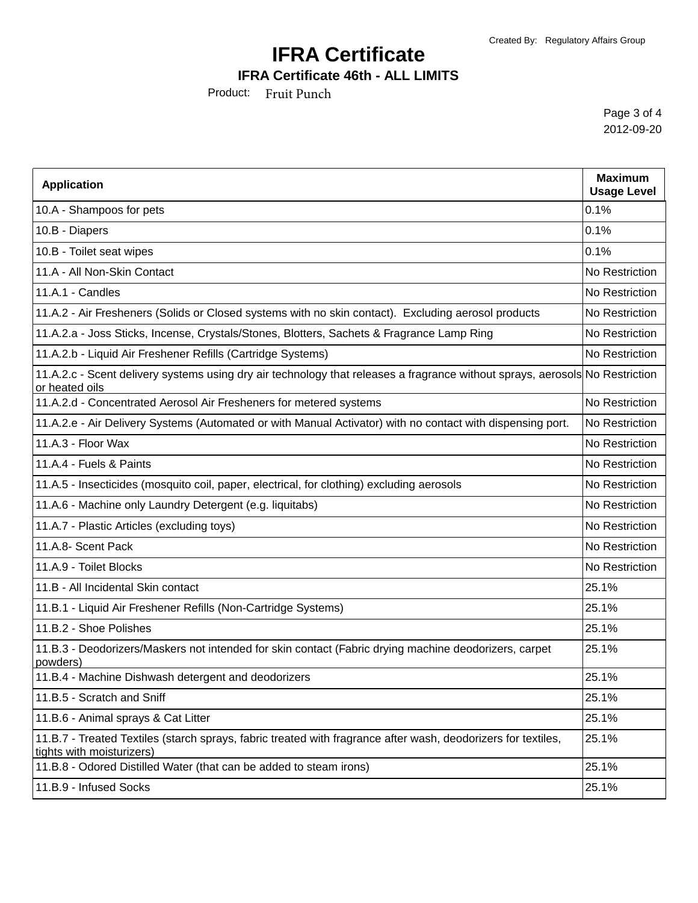# IFRA Certificate

**IFRA Certificate 46th - ALL LIMITS**

Product: Fruit Punch

2012-09-20

| Application | Maximum Usage Level |
| --- | --- |
| 10.A - Shampoos for pets | 0.1% |
| 10.B - Diapers | 0.1% |
| 10.B - Toilet seat wipes | 0.1% |
| 11.A - All Non-Skin Contact | No Restriction |
| 11.A.1 - Candles | No Restriction |
| 11.A.2 - Air Fresheners (Solids or Closed systems with no skin contact). Excluding aerosol products | No Restriction |
| 11.A.2.a - Joss Sticks, Incense, Crystals/Stones, Blotters, Sachets & Fragrance Lamp Ring | No Restriction |
| 11.A.2.b - Liquid Air Freshener Refills (Cartridge Systems) | No Restriction |
| 11.A.2.c - Scent delivery systems using dry air technology that releases a fragrance without sprays, aerosols or heated oils | No Restriction |
| 11.A.2.d - Concentrated Aerosol Air Fresheners for metered systems | No Restriction |
| 11.A.2.e - Air Delivery Systems (Automated or with Manual Activator) with no contact with dispensing port. | No Restriction |
| 11.A.3 - Floor Wax | No Restriction |
| 11.A.4 - Fuels & Paints | No Restriction |
| 11.A.5 - Insecticides (mosquito coil, paper, electrical, for clothing) excluding aerosols | No Restriction |
| 11.A.6 - Machine only Laundry Detergent (e.g. liquitabs) | No Restriction |
| 11.A.7 - Plastic Articles (excluding toys) | No Restriction |
| 11.A.8- Scent Pack | No Restriction |
| 11.A.9 - Toilet Blocks | No Restriction |
| 11.B - All Incidental Skin contact | 25.1% |
| 11.B.1 - Liquid Air Freshener Refills (Non-Cartridge Systems) | 25.1% |
| 11.B.2 - Shoe Polishes | 25.1% |
| 11.B.3 - Deodorizers/Maskers not intended for skin contact (Fabric drying machine deodorizers, carpet powders) | 25.1% |
| 11.B.4 - Machine Dishwash detergent and deodorizers | 25.1% |
| 11.B.5 - Scratch and Sniff | 25.1% |
| 11.B.6 - Animal sprays & Cat Litter | 25.1% |
| 11.B.7 - Treated Textiles (starch sprays, fabric treated with fragrance after wash, deodorizers for textiles, tights with moisturizers) | 25.1% |
| 11.B.8 - Odored Distilled Water (that can be added to steam irons) | 25.1% |
| 11.B.9 - Infused Socks | 25.1% |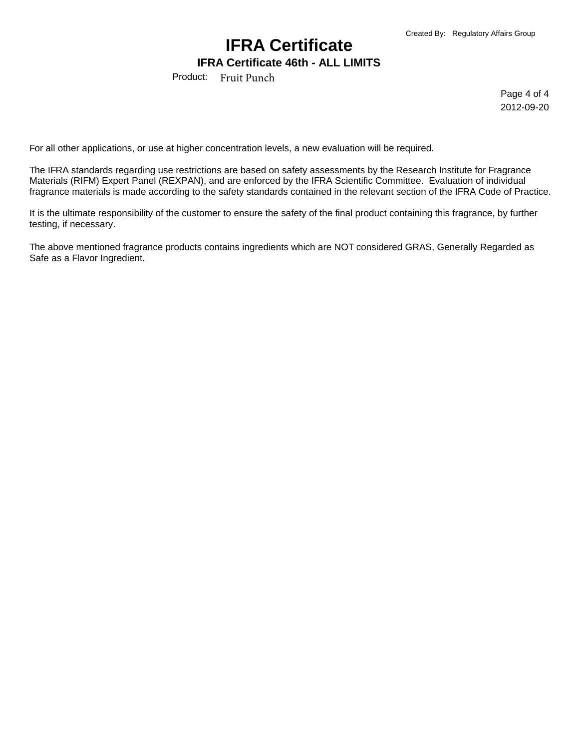For all other applications, or use at higher concentration levels, a new evaluation will be required.

The IFRA standards regarding use restrictions are based on safety assessments by the Research Institute for Fragrance Materials (RIFM) Expert Panel (REXPAN), and are enforced by the IFRA Scientific Committee. Evaluation of individual fragrance materials is made according to the safety standards contained in the relevant section of the IFRA Code of Practice.

It is the ultimate responsibility of the customer to ensure the safety of the final product containing this fragrance, by further testing, if necessary.

The above mentioned fragrance products contains ingredients which are NOT considered GRAS, Generally Regarded as Safe as a Flavor Ingredient.